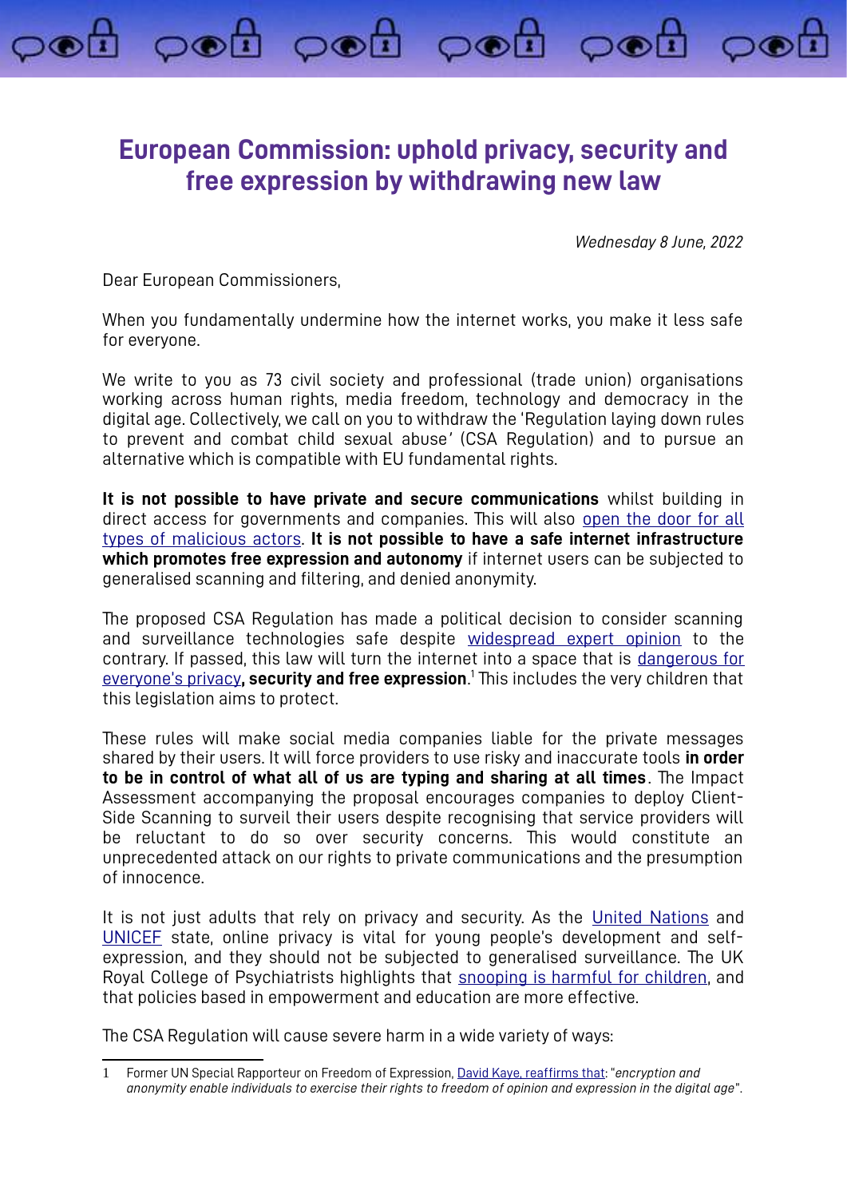# European Commission: uphold privacy, security and free expression by withdrawing new law

*Wednesday 8 June, 2022*

Dear European Commissioners,

When you fundamentally undermine how the internet works, you make it less safe for everyone.

We write to you as 73 civil society and professional (trade union) organisations working across human rights, media freedom, technology and democracy in the digital age. Collectively, we call on you to withdraw the 'Regulation laying down rules to prevent and combat child sexual abuse' (CSA Regulation) and to pursue an alternative which is compatible with EU fundamental rights.

**It is not possible to have private and secure communications** whilst building in direct access for governments and companies. This will also open the door for all types of malicious actors. **It is not possible to have a safe internet infrastructure which promotes free expression and autonomy** if internet users can be subjected to generalised scanning and filtering, and denied anonymity.

The proposed CSA Regulation has made a political decision to consider scanning and surveillance technologies safe despite widespread expert opinion to the contrary. If passed, this law will turn the internet into a space that is dangerous for everyone's privacy**, security and free expression**.[1] This includes the very children that this legislation aims to protect.

These rules will make social media companies liable for the private messages shared by their users. It will force providers to use risky and inaccurate tools **in order to be in control of what all of us are typing and sharing at all times**. The Impact Assessment accompanying the proposal encourages companies to deploy Client-Side Scanning to surveil their users despite recognising that service providers will be reluctant to do so over security concerns. This would constitute an unprecedented attack on our rights to private communications and the presumption of innocence.

It is not just adults that rely on privacy and security. As the United Nations and UNICEF state, online privacy is vital for young people's development and self-expression, and they should not be subjected to generalised surveillance. The UK Royal College of Psychiatrists highlights that snooping is harmful for children, and that policies based in empowerment and education are more effective.

The CSA Regulation will cause severe harm in a wide variety of ways:

---

1 Former UN Special Rapporteur on Freedom of Expression, David Kaye, reaffirms that: "*encryption and anonymity enable individuals to exercise their rights to freedom of opinion and expression in the digital age*".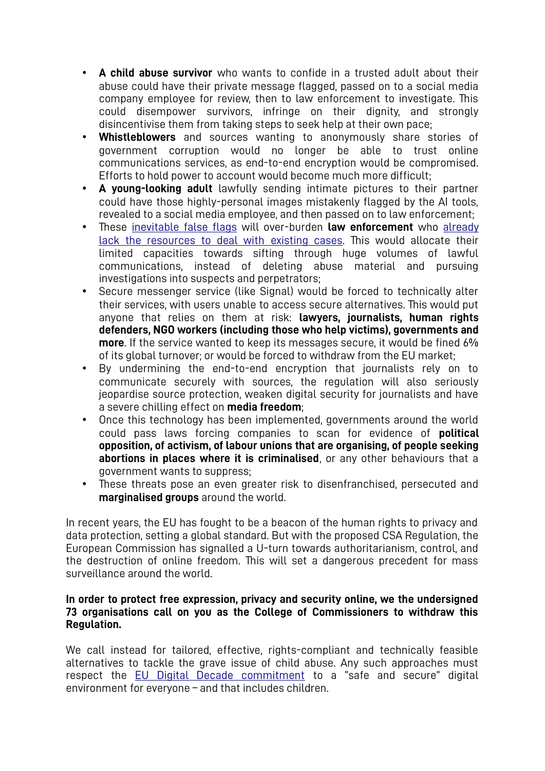- **A child abuse survivor** who wants to confide in a trusted adult about their abuse could have their private message flagged, passed on to a social media company employee for review, then to law enforcement to investigate. This could disempower survivors, infringe on their dignity, and strongly disincentivise them from taking steps to seek help at their own pace;
- **Whistleblowers** and sources wanting to anonymously share stories of government corruption would no longer be able to trust online communications services, as end-to-end encryption would be compromised. Efforts to hold power to account would become much more difficult;
- **A young-looking adult** lawfully sending intimate pictures to their partner could have those highly-personal images mistakenly flagged by the AI tools, revealed to a social media employee, and then passed on to law enforcement;
- These inevitable false flags will over-burden **law enforcement** who already lack the resources to deal with existing cases. This would allocate their limited capacities towards sifting through huge volumes of lawful communications, instead of deleting abuse material and pursuing investigations into suspects and perpetrators;
- Secure messenger service (like Signal) would be forced to technically alter their services, with users unable to access secure alternatives. This would put anyone that relies on them at risk: **lawyers, journalists, human rights defenders, NGO workers (including those who help victims), governments and more**. If the service wanted to keep its messages secure, it would be fined 6% of its global turnover; or would be forced to withdraw from the EU market;
- By undermining the end-to-end encryption that journalists rely on to communicate securely with sources, the regulation will also seriously jeopardise source protection, weaken digital security for journalists and have a severe chilling effect on **media freedom**;
- Once this technology has been implemented, governments around the world could pass laws forcing companies to scan for evidence of **political opposition, of activism, of labour unions that are organising, of people seeking abortions in places where it is criminalised**, or any other behaviours that a government wants to suppress;
- These threats pose an even greater risk to disenfranchised, persecuted and **marginalised groups** around the world.

In recent years, the EU has fought to be a beacon of the human rights to privacy and data protection, setting a global standard. But with the proposed CSA Regulation, the European Commission has signalled a U-turn towards authoritarianism, control, and the destruction of online freedom. This will set a dangerous precedent for mass surveillance around the world.

**In order to protect free expression, privacy and security online, we the undersigned 73 organisations call on you as the College of Commissioners to withdraw this Regulation.**

We call instead for tailored, effective, rights-compliant and technically feasible alternatives to tackle the grave issue of child abuse. Any such approaches must respect the EU Digital Decade commitment to a "safe and secure" digital environment for everyone – and that includes children.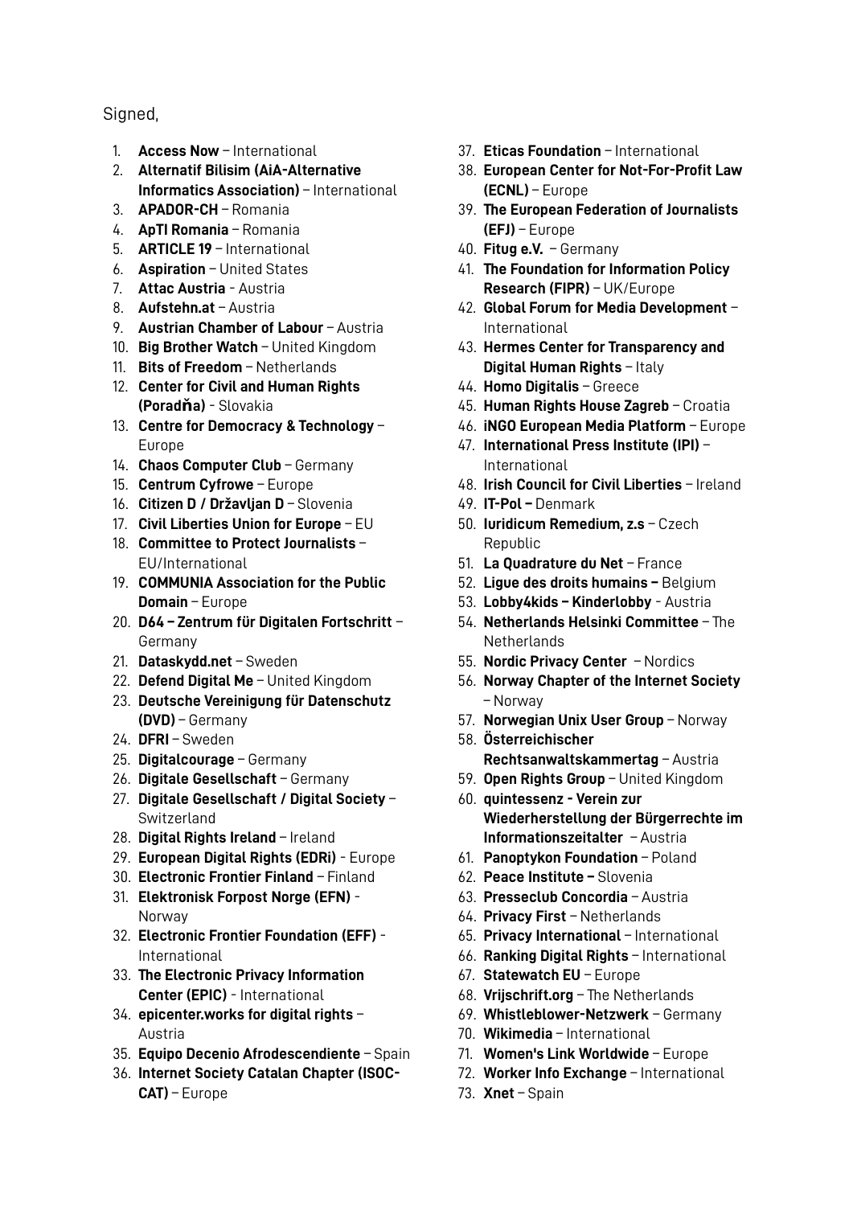Signed,

1. **Access Now** – International
2. **Alternatif Bilisim (AiA-Alternative Informatics Association)** – International
3. **APADOR-CH** – Romania
4. **ApTI Romania** – Romania
5. **ARTICLE 19** – International
6. **Aspiration** – United States
7. **Attac Austria** - Austria
8. **Aufstehn.at** – Austria
9. **Austrian Chamber of Labour** – Austria
10. **Big Brother Watch** – United Kingdom
11. **Bits of Freedom** – Netherlands
12. **Center for Civil and Human Rights (Poradňa)** - Slovakia
13. **Centre for Democracy & Technology** – Europe
14. **Chaos Computer Club** – Germany
15. **Centrum Cyfrowe** – Europe
16. **Citizen D / Državljan D** – Slovenia
17. **Civil Liberties Union for Europe** – EU
18. **Committee to Protect Journalists** – EU/International
19. **COMMUNIA Association for the Public Domain** – Europe
20. **D64 – Zentrum für Digitalen Fortschritt** – Germany
21. **Dataskydd.net** – Sweden
22. **Defend Digital Me** – United Kingdom
23. **Deutsche Vereinigung für Datenschutz (DVD)** – Germany
24. **DFRI** – Sweden
25. **Digitalcourage** – Germany
26. **Digitale Gesellschaft** – Germany
27. **Digitale Gesellschaft / Digital Society** – Switzerland
28. **Digital Rights Ireland** – Ireland
29. **European Digital Rights (EDRi)** - Europe
30. **Electronic Frontier Finland** – Finland
31. **Elektronisk Forpost Norge (EFN)** - Norway
32. **Electronic Frontier Foundation (EFF)** - International
33. **The Electronic Privacy Information Center (EPIC)** - International
34. **epicenter.works for digital rights** – Austria
35. **Equipo Decenio Afrodescendiente** – Spain
36. **Internet Society Catalan Chapter (ISOC-CAT)** – Europe
37. **Eticas Foundation** – International
38. **European Center for Not-For-Profit Law (ECNL)** – Europe
39. **The European Federation of Journalists (EFJ)** – Europe
40. **Fitug e.V.** – Germany
41. **The Foundation for Information Policy Research (FIPR)** – UK/Europe
42. **Global Forum for Media Development** – International
43. **Hermes Center for Transparency and Digital Human Rights** – Italy
44. **Homo Digitalis** – Greece
45. **Human Rights House Zagreb** – Croatia
46. **iNGO European Media Platform** – Europe
47. **International Press Institute (IPI)** – International
48. **Irish Council for Civil Liberties** – Ireland
49. **IT-Pol –** Denmark
50. **Iuridicum Remedium, z.s** – Czech Republic
51. **La Quadrature du Net** – France
52. **Ligue des droits humains –** Belgium
53. **Lobby4kids – Kinderlobby** - Austria
54. **Netherlands Helsinki Committee** – The Netherlands
55. **Nordic Privacy Center** – Nordics
56. **Norway Chapter of the Internet Society** – Norway
57. **Norwegian Unix User Group** – Norway
58. **Österreichischer Rechtsanwaltskammertag** – Austria
59. **Open Rights Group** – United Kingdom
60. **quintessenz - Verein zur Wiederherstellung der Bürgerrechte im Informationszeitalter** – Austria
61. **Panoptykon Foundation** – Poland
62. **Peace Institute –** Slovenia
63. **Presseclub Concordia** – Austria
64. **Privacy First** – Netherlands
65. **Privacy International** – International
66. **Ranking Digital Rights** – International
67. **Statewatch EU** – Europe
68. **Vrijschrift.org** – The Netherlands
69. **Whistleblower-Netzwerk** – Germany
70. **Wikimedia** – International
71. **Women's Link Worldwide** – Europe
72. **Worker Info Exchange** – International
73. **Xnet** – Spain